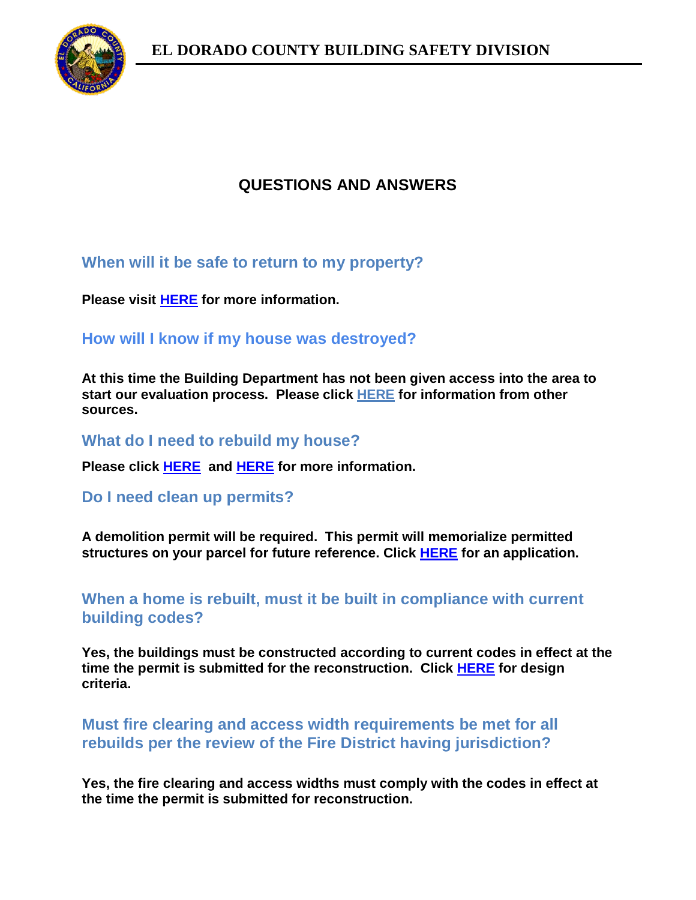# EL DORADO COUNTY BUILDING SAFETY DIVISION

## QUESTIONS AND ANSWERS

### When will it be safe to return to my property?

**Please visit HERE for more information.**

### How will I know if my house was destroyed?

**At this time the Building Department has not been given access into the area to start our evaluation process. Please click HERE for information from other sources.**

### What do I need to rebuild my house?

**Please click HERE and HERE for more information.**

### Do I need clean up permits?

**A demolition permit will be required. This permit will memorialize permitted structures on your parcel for future reference. Click HERE for an application.**

### When a home is rebuilt, must it be built in compliance with current building codes?

**Yes, the buildings must be constructed according to current codes in effect at the time the permit is submitted for the reconstruction. Click HERE for design criteria.**

### Must fire clearing and access width requirements be met for all rebuilds per the review of the Fire District having jurisdiction?

**Yes, the fire clearing and access widths must comply with the codes in effect at the time the permit is submitted for reconstruction.**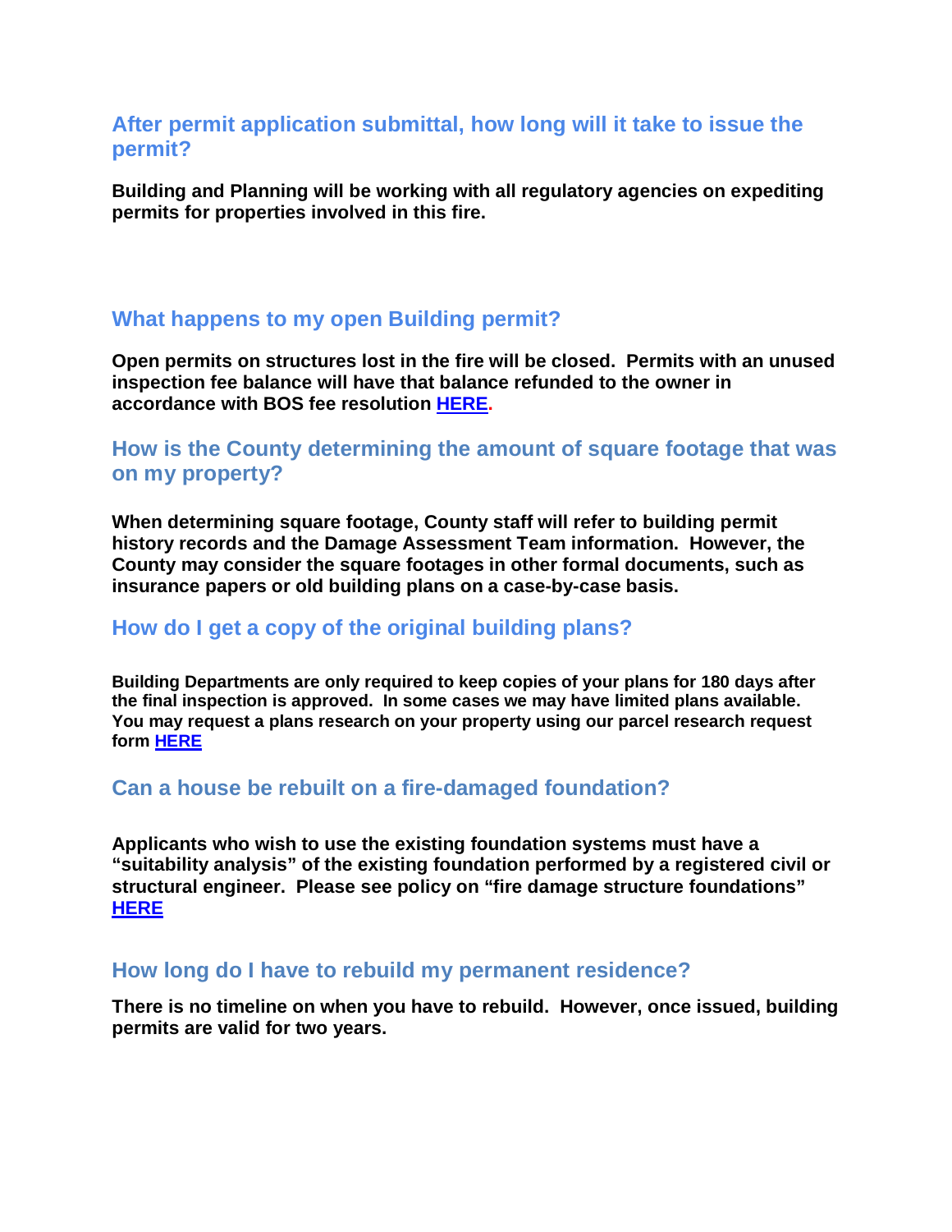## After permit application submittal, how long will it take to issue the permit?

**Building and Planning will be working with all regulatory agencies on expediting permits for properties involved in this fire.**

## What happens to my open Building permit?

**Open permits on structures lost in the fire will be closed. Permits with an unused inspection fee balance will have that balance refunded to the owner in accordance with BOS fee resolution HERE.**

## How is the County determining the amount of square footage that was on my property?

**When determining square footage, County staff will refer to building permit history records and the Damage Assessment Team information. However, the County may consider the square footages in other formal documents, such as insurance papers or old building plans on a case-by-case basis.**

## How do I get a copy of the original building plans?

**Building Departments are only required to keep copies of your plans for 180 days after the final inspection is approved. In some cases we may have limited plans available. You may request a plans research on your property using our parcel research request form HERE**

## Can a house be rebuilt on a fire-damaged foundation?

**Applicants who wish to use the existing foundation systems must have a "suitability analysis" of the existing foundation performed by a registered civil or structural engineer. Please see policy on "fire damage structure foundations" HERE**

## How long do I have to rebuild my permanent residence?

**There is no timeline on when you have to rebuild. However, once issued, building permits are valid for two years.**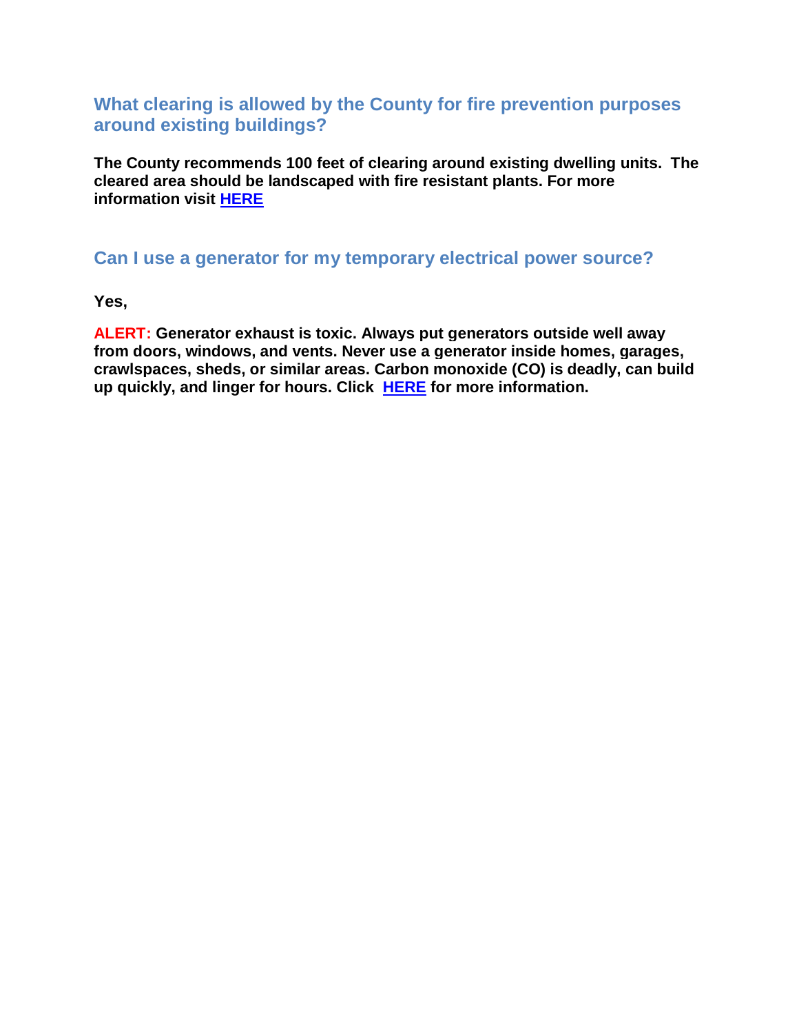## What clearing is allowed by the County for fire prevention purposes around existing buildings?

**The County recommends 100 feet of clearing around existing dwelling units. The cleared area should be landscaped with fire resistant plants. For more information visit HERE**

## Can I use a generator for my temporary electrical power source?

**Yes,**

**ALERT: Generator exhaust is toxic. Always put generators outside well away from doors, windows, and vents. Never use a generator inside homes, garages, crawlspaces, sheds, or similar areas. Carbon monoxide (CO) is deadly, can build up quickly, and linger for hours. Click HERE for more information.**